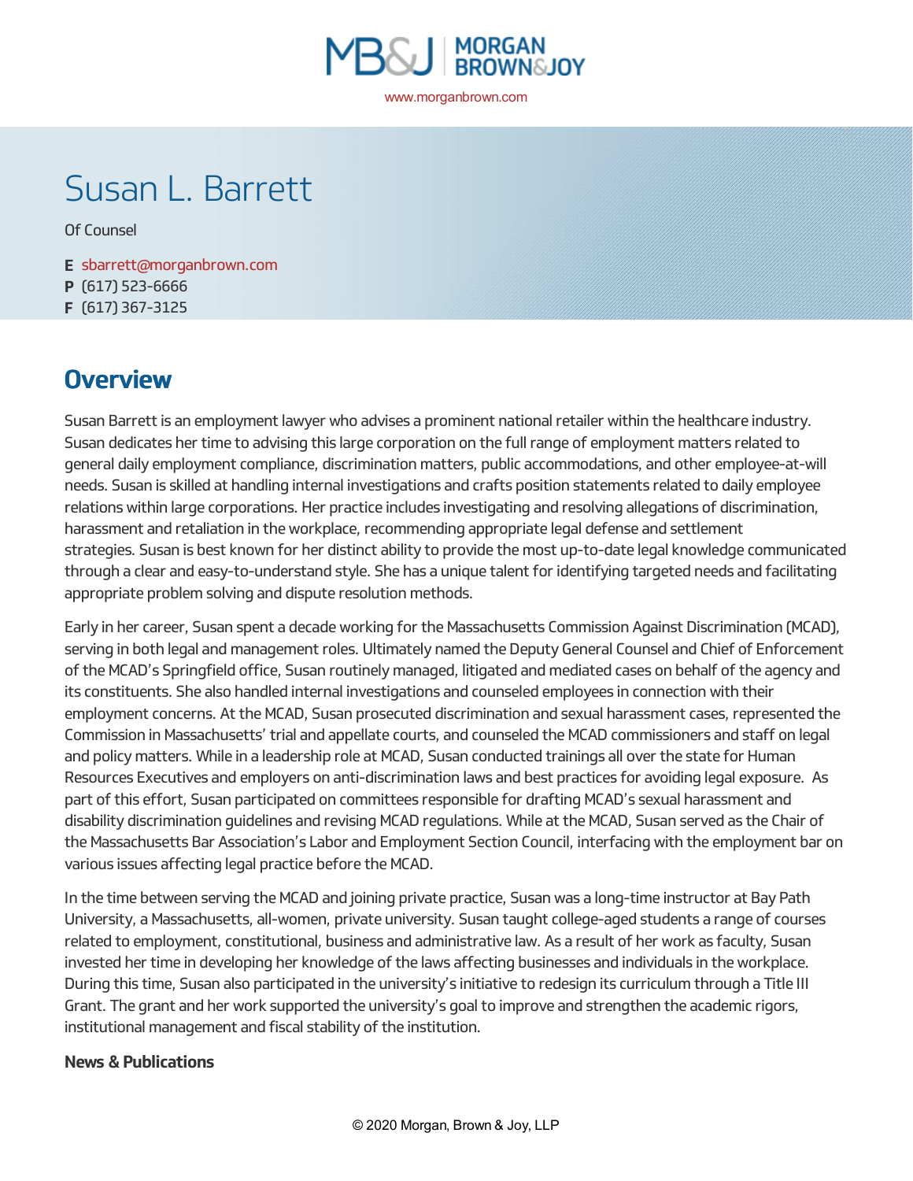MORGAN BROWN&JOY

www.morganbrown.com

# Susan L. Barrett

Of Counsel

**E** sbarrett@morganbrown.com
**P** (617) 523-6666
**F** (617) 367-3125

## Overview

Susan Barrett is an employment lawyer who advises a prominent national retailer within the healthcare industry. Susan dedicates her time to advising this large corporation on the full range of employment matters related to general daily employment compliance, discrimination matters, public accommodations, and other employee-at-will needs. Susan is skilled at handling internal investigations and crafts position statements related to daily employee relations within large corporations. Her practice includes investigating and resolving allegations of discrimination, harassment and retaliation in the workplace, recommending appropriate legal defense and settlement strategies. Susan is best known for her distinct ability to provide the most up-to-date legal knowledge communicated through a clear and easy-to-understand style. She has a unique talent for identifying targeted needs and facilitating appropriate problem solving and dispute resolution methods.

Early in her career, Susan spent a decade working for the Massachusetts Commission Against Discrimination (MCAD), serving in both legal and management roles. Ultimately named the Deputy General Counsel and Chief of Enforcement of the MCAD's Springfield office, Susan routinely managed, litigated and mediated cases on behalf of the agency and its constituents. She also handled internal investigations and counseled employees in connection with their employment concerns. At the MCAD, Susan prosecuted discrimination and sexual harassment cases, represented the Commission in Massachusetts' trial and appellate courts, and counseled the MCAD commissioners and staff on legal and policy matters. While in a leadership role at MCAD, Susan conducted trainings all over the state for Human Resources Executives and employers on anti-discrimination laws and best practices for avoiding legal exposure. As part of this effort, Susan participated on committees responsible for drafting MCAD's sexual harassment and disability discrimination guidelines and revising MCAD regulations. While at the MCAD, Susan served as the Chair of the Massachusetts Bar Association's Labor and Employment Section Council, interfacing with the employment bar on various issues affecting legal practice before the MCAD.

In the time between serving the MCAD and joining private practice, Susan was a long-time instructor at Bay Path University, a Massachusetts, all-women, private university. Susan taught college-aged students a range of courses related to employment, constitutional, business and administrative law. As a result of her work as faculty, Susan invested her time in developing her knowledge of the laws affecting businesses and individuals in the workplace. During this time, Susan also participated in the university's initiative to redesign its curriculum through a Title III Grant. The grant and her work supported the university's goal to improve and strengthen the academic rigors, institutional management and fiscal stability of the institution.

**News & Publications**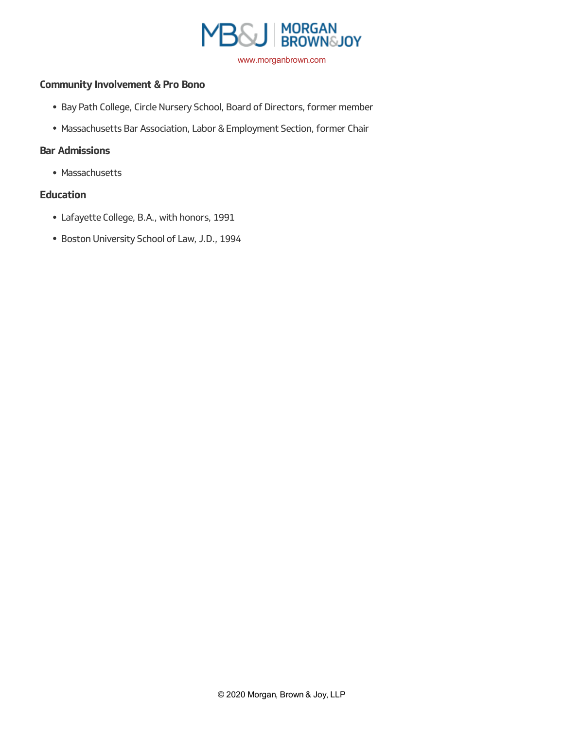### Community Involvement & Pro Bono

- Bay Path College, Circle Nursery School, Board of Directors, former member
- Massachusetts Bar Association, Labor & Employment Section, former Chair

### Bar Admissions

- Massachusetts

### Education

- Lafayette College, B.A., with honors, 1991
- Boston University School of Law, J.D., 1994